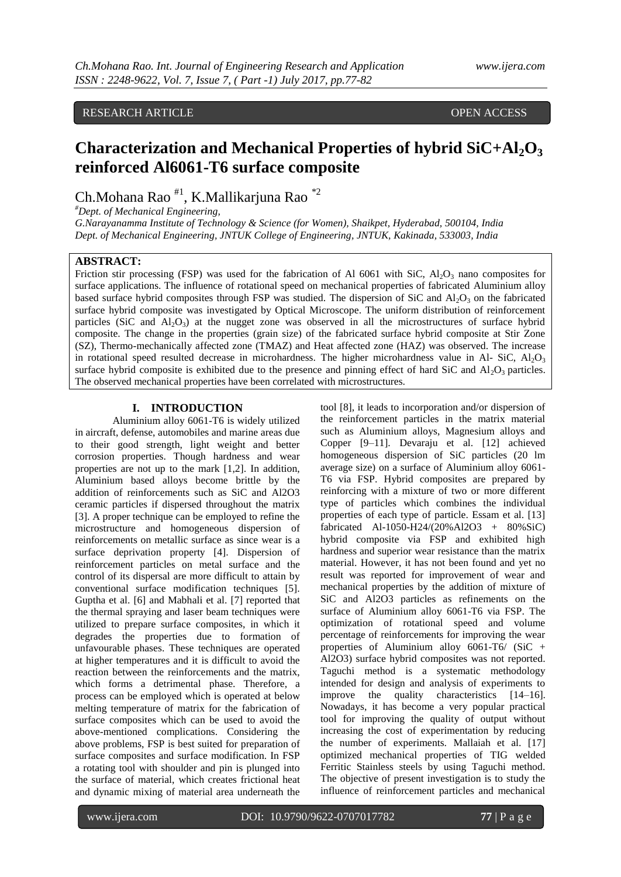RESEARCH ARTICLE OPEN ACCESS

# Characterization and Mechanical Properties of hybrid SiC+$Al_2O_3$ reinforced Al6061-T6 surface composite

Ch.Mohana Rao [#1], K.Mallikarjuna Rao [*2]

[#]*Dept. of Mechanical Engineering,*
*G.Narayanamma Institute of Technology & Science (for Women), Shaikpet, Hyderabad, 500104, India*
*Dept. of Mechanical Engineering, JNTUK College of Engineering, JNTUK, Kakinada, 533003, India*

## ABSTRACT:

Friction stir processing (FSP) was used for the fabrication of Al 6061 with SiC, $Al_2O_3$ nano composites for surface applications. The influence of rotational speed on mechanical properties of fabricated Aluminium alloy based surface hybrid composites through FSP was studied. The dispersion of SiC and $Al_2O_3$ on the fabricated surface hybrid composite was investigated by Optical Microscope. The uniform distribution of reinforcement particles (SiC and $Al_2O_3$) at the nugget zone was observed in all the microstructures of surface hybrid composite. The change in the properties (grain size) of the fabricated surface hybrid composite at Stir Zone (SZ), Thermo-mechanically affected zone (TMAZ) and Heat affected zone (HAZ) was observed. The increase in rotational speed resulted decrease in microhardness. The higher microhardness value in Al- SiC, $Al_2O_3$ surface hybrid composite is exhibited due to the presence and pinning effect of hard SiC and $Al_2O_3$ particles. The observed mechanical properties have been correlated with microstructures.

## I. INTRODUCTION

Aluminium alloy 6061-T6 is widely utilized in aircraft, defense, automobiles and marine areas due to their good strength, light weight and better corrosion properties. Though hardness and wear properties are not up to the mark [1,2]. In addition, Aluminium based alloys become brittle by the addition of reinforcements such as SiC and Al2O3 ceramic particles if dispersed throughout the matrix [3]. A proper technique can be employed to refine the microstructure and homogeneous dispersion of reinforcements on metallic surface as since wear is a surface deprivation property [4]. Dispersion of reinforcement particles on metal surface and the control of its dispersal are more difficult to attain by conventional surface modification techniques [5]. Guptha et al. [6] and Mabhali et al. [7] reported that the thermal spraying and laser beam techniques were utilized to prepare surface composites, in which it degrades the properties due to formation of unfavourable phases. These techniques are operated at higher temperatures and it is difficult to avoid the reaction between the reinforcements and the matrix, which forms a detrimental phase. Therefore, a process can be employed which is operated at below melting temperature of matrix for the fabrication of surface composites which can be used to avoid the above-mentioned complications. Considering the above problems, FSP is best suited for preparation of surface composites and surface modification. In FSP a rotating tool with shoulder and pin is plunged into the surface of material, which creates frictional heat and dynamic mixing of material area underneath the tool [8], it leads to incorporation and/or dispersion of the reinforcement particles in the matrix material such as Aluminium alloys, Magnesium alloys and Copper [9–11]. Devaraju et al. [12] achieved homogeneous dispersion of SiC particles (20 lm average size) on a surface of Aluminium alloy 6061-T6 via FSP. Hybrid composites are prepared by reinforcing with a mixture of two or more different type of particles which combines the individual properties of each type of particle. Essam et al. [13] fabricated Al-1050-H24/(20%Al2O3 + 80%SiC) hybrid composite via FSP and exhibited high hardness and superior wear resistance than the matrix material. However, it has not been found and yet no result was reported for improvement of wear and mechanical properties by the addition of mixture of SiC and Al2O3 particles as refinements on the surface of Aluminium alloy 6061-T6 via FSP. The optimization of rotational speed and volume percentage of reinforcements for improving the wear properties of Aluminium alloy 6061-T6/ (SiC + Al2O3) surface hybrid composites was not reported. Taguchi method is a systematic methodology intended for design and analysis of experiments to improve the quality characteristics [14–16]. Nowadays, it has become a very popular practical tool for improving the quality of output without increasing the cost of experimentation by reducing the number of experiments. Mallaiah et al. [17] optimized mechanical properties of TIG welded Ferritic Stainless steels by using Taguchi method. The objective of present investigation is to study the influence of reinforcement particles and mechanical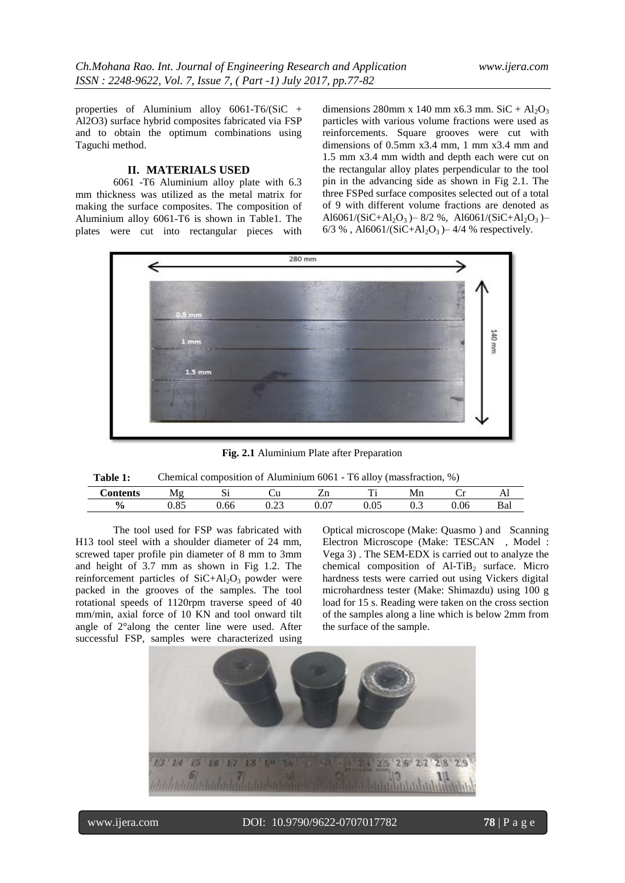properties of Aluminium alloy 6061-T6/(SiC + Al2O3) surface hybrid composites fabricated via FSP and to obtain the optimum combinations using Taguchi method.

## II. MATERIALS USED

6061 -T6 Aluminium alloy plate with 6.3 mm thickness was utilized as the metal matrix for making the surface composites. The composition of Aluminium alloy 6061-T6 is shown in Table1. The plates were cut into rectangular pieces with dimensions 280mm x 140 mm x6.3 mm. SiC + $Al_2O_3$ particles with various volume fractions were used as reinforcements. Square grooves were cut with dimensions of 0.5mm x3.4 mm, 1 mm x3.4 mm and 1.5 mm x3.4 mm width and depth each were cut on the rectangular alloy plates perpendicular to the tool pin in the advancing side as shown in Fig 2.1. The three FSPed surface composites selected out of a total of 9 with different volume fractions are denoted as Al6061/(SiC+$Al_2O_3$ )– 8/2 %, Al6061/(SiC+$Al_2O_3$ )– 6/3 % , Al6061/(SiC+$Al_2O_3$ )– 4/4 % respectively.

**Fig. 2.1** Aluminium Plate after Preparation

**Table 1:** Chemical composition of Aluminium 6061 - T6 alloy (massfraction, %)

| Contents | Mg | Si | Cu | Zn | Ti | Mn | Cr | Al |
|---|---|---|---|---|---|---|---|---|
| % | 0.85 | 0.66 | 0.23 | 0.07 | 0.05 | 0.3 | 0.06 | Bal |

The tool used for FSP was fabricated with H13 tool steel with a shoulder diameter of 24 mm, screwed taper profile pin diameter of 8 mm to 3mm and height of 3.7 mm as shown in Fig 1.2. The reinforcement particles of SiC+$Al_2O_3$ powder were packed in the grooves of the samples. The tool rotational speeds of 1120rpm traverse speed of 40 mm/min, axial force of 10 KN and tool onward tilt angle of 2°along the center line were used. After successful FSP, samples were characterized using Optical microscope (Make: Quasmo ) and Scanning Electron Microscope (Make: TESCAN , Model : Vega 3) . The SEM-EDX is carried out to analyze the chemical composition of Al-$TiB_2$ surface. Micro hardness tests were carried out using Vickers digital microhardness tester (Make: Shimazdu) using 100 g load for 15 s. Reading were taken on the cross section of the samples along a line which is below 2mm from the surface of the sample.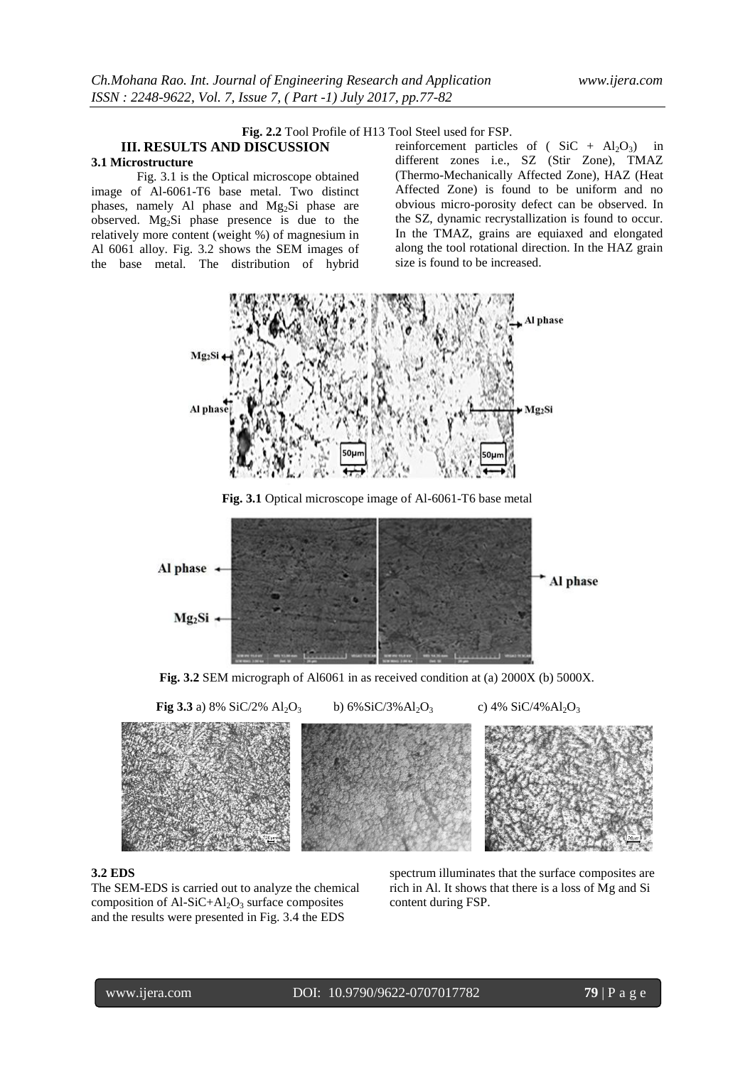**Fig. 2.2** Tool Profile of H13 Tool Steel used for FSP.

## III. RESULTS AND DISCUSSION

### 3.1 Microstructure

Fig. 3.1 is the Optical microscope obtained image of Al-6061-T6 base metal. Two distinct phases, namely Al phase and $Mg_2Si$ phase are observed. $Mg_2Si$ phase presence is due to the relatively more content (weight %) of magnesium in Al 6061 alloy. Fig. 3.2 shows the SEM images of the base metal. The distribution of hybrid reinforcement particles of ( $SiC + Al_2O_3$) in different zones i.e., SZ (Stir Zone), TMAZ (Thermo-Mechanically Affected Zone), HAZ (Heat Affected Zone) is found to be uniform and no obvious micro-porosity defect can be observed. In the SZ, dynamic recrystallization is found to occur. In the TMAZ, grains are equiaxed and elongated along the tool rotational direction. In the HAZ grain size is found to be increased.

**Fig. 3.1** Optical microscope image of Al-6061-T6 base metal

**Fig. 3.2** SEM micrograph of Al6061 in as received condition at (a) 2000X (b) 5000X.

**Fig 3.3** a) 8% SiC/2% $Al_2O_3$ b) 6%SiC/3%$Al_2O_3$ c) 4% SiC/4%$Al_2O_3$

### 3.2 EDS

The SEM-EDS is carried out to analyze the chemical composition of Al-SiC+$Al_2O_3$ surface composites and the results were presented in Fig. 3.4 the EDS spectrum illuminates that the surface composites are rich in Al. It shows that there is a loss of Mg and Si content during FSP.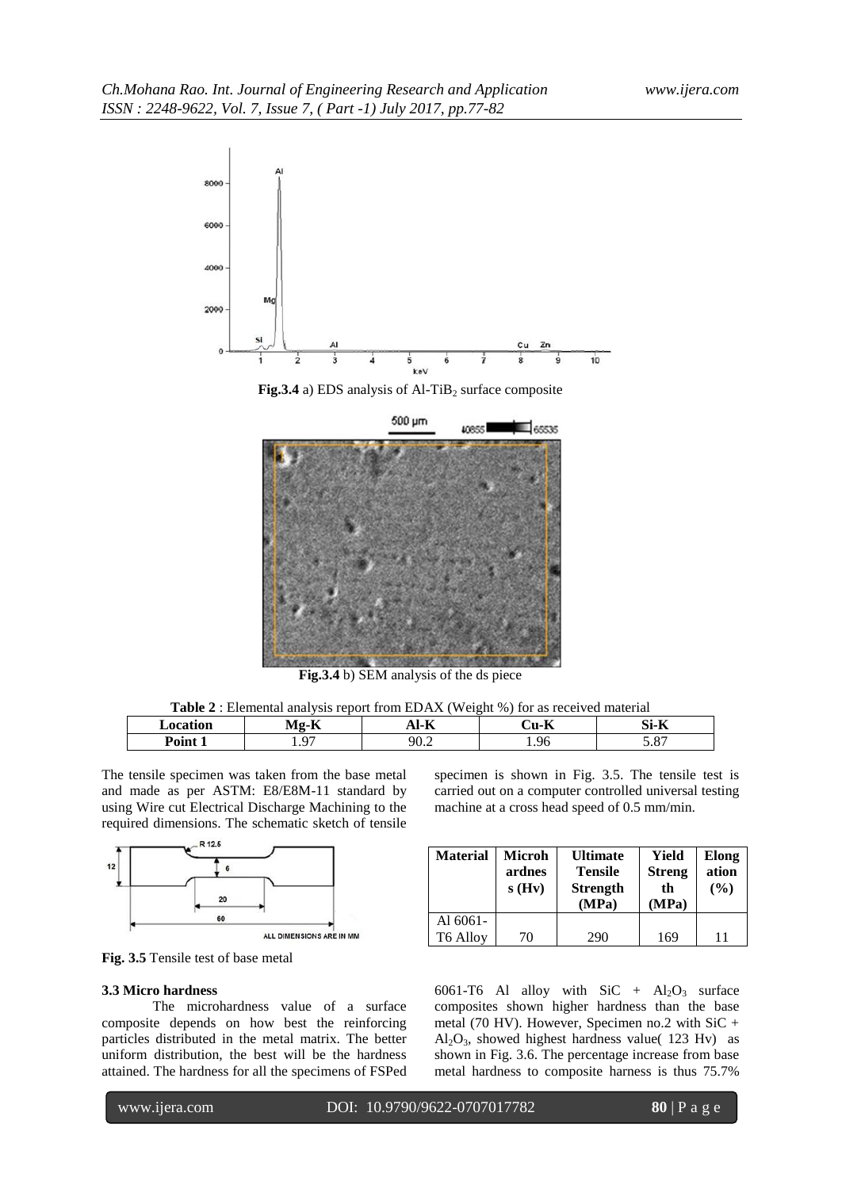**Fig.3.4** a) EDS analysis of Al-$TiB_2$ surface composite

**Fig.3.4** b) SEM analysis of the ds piece

**Table 2** : Elemental analysis report from EDAX (Weight %) for as received material

| Location | Mg-K | Al-K | Cu-K | Si-K |
|---|---|---|---|---|
| Point 1 | 1.97 | 90.2 | 1.96 | 5.87 |

The tensile specimen was taken from the base metal and made as per ASTM: E8/E8M-11 standard by using Wire cut Electrical Discharge Machining to the required dimensions. The schematic sketch of tensile specimen is shown in Fig. 3.5. The tensile test is carried out on a computer controlled universal testing machine at a cross head speed of 0.5 mm/min.

**Fig. 3.5** Tensile test of base metal

| Material | Microhardness (Hv) | Ultimate Tensile Strength (MPa) | Yield Strength (MPa) | Elongation (%) |
|---|---|---|---|---|
| Al 6061-T6 Alloy | 70 | 290 | 169 | 11 |

### 3.3 Micro hardness

The microhardness value of a surface composite depends on how best the reinforcing particles distributed in the metal matrix. The better uniform distribution, the best will be the hardness attained. The hardness for all the specimens of FSPed 6061-T6 Al alloy with SiC + $Al_2O_3$ surface composites shown higher hardness than the base metal (70 HV). However, Specimen no.2 with SiC + $Al_2O_3$, showed highest hardness value( 123 Hv) as shown in Fig. 3.6. The percentage increase from base metal hardness to composite harness is thus 75.7%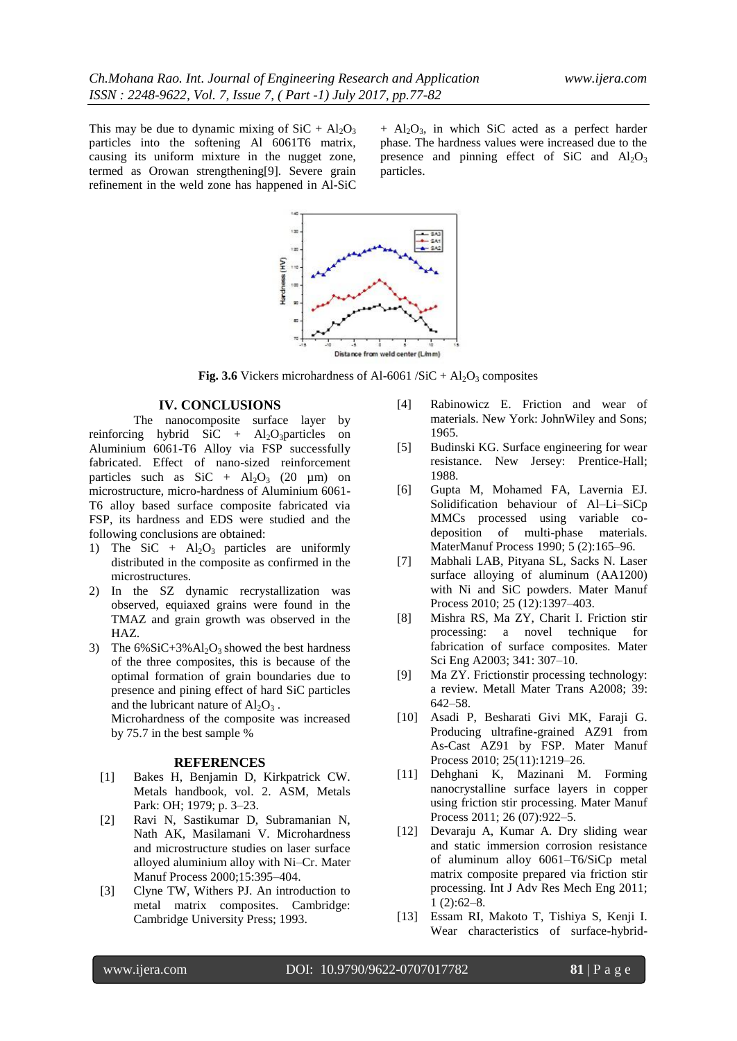This may be due to dynamic mixing of $SiC + Al_2O_3$ particles into the softening Al 6061T6 matrix, causing its uniform mixture in the nugget zone, termed as Orowan strengthening[9]. Severe grain refinement in the weld zone has happened in Al-SiC + $Al_2O_3$, in which SiC acted as a perfect harder phase. The hardness values were increased due to the presence and pinning effect of SiC and $Al_2O_3$ particles.

**Fig. 3.6** Vickers microhardness of Al-6061 /SiC + $Al_2O_3$ composites

## IV. CONCLUSIONS

The nanocomposite surface layer by reinforcing hybrid SiC + $Al_2O_3$particles on Aluminium 6061-T6 Alloy via FSP successfully fabricated. Effect of nano-sized reinforcement particles such as SiC + $Al_2O_3$ (20 µm) on microstructure, micro-hardness of Aluminium 6061-T6 alloy based surface composite fabricated via FSP, its hardness and EDS were studied and the following conclusions are obtained:

1) The SiC + $Al_2O_3$ particles are uniformly distributed in the composite as confirmed in the microstructures.
2) In the SZ dynamic recrystallization was observed, equiaxed grains were found in the TMAZ and grain growth was observed in the HAZ.
3) The 6%SiC+3%$Al_2O_3$ showed the best hardness of the three composites, this is because of the optimal formation of grain boundaries due to presence and pining effect of hard SiC particles and the lubricant nature of $Al_2O_3$ .
   Microhardness of the composite was increased by 75.7 in the best sample %

## REFERENCES

[1] Bakes H, Benjamin D, Kirkpatrick CW. Metals handbook, vol. 2. ASM, Metals Park: OH; 1979; p. 3–23.

[2] Ravi N, Sastikumar D, Subramanian N, Nath AK, Masilamani V. Microhardness and microstructure studies on laser surface alloyed aluminium alloy with Ni–Cr. Mater Manuf Process 2000;15:395–404.

[3] Clyne TW, Withers PJ. An introduction to metal matrix composites. Cambridge: Cambridge University Press; 1993.

[4] Rabinowicz E. Friction and wear of materials. New York: JohnWiley and Sons; 1965.

[5] Budinski KG. Surface engineering for wear resistance. New Jersey: Prentice-Hall; 1988.

[6] Gupta M, Mohamed FA, Lavernia EJ. Solidification behaviour of Al–Li–SiCp MMCs processed using variable co-deposition of multi-phase materials. MaterManuf Process 1990; 5 (2):165–96.

[7] Mabhali LAB, Pityana SL, Sacks N. Laser surface alloying of aluminum (AA1200) with Ni and SiC powders. Mater Manuf Process 2010; 25 (12):1397–403.

[8] Mishra RS, Ma ZY, Charit I. Friction stir processing: a novel technique for fabrication of surface composites. Mater Sci Eng A2003; 341: 307–10.

[9] Ma ZY. Frictionstir processing technology: a review. Metall Mater Trans A2008; 39: 642–58.

[10] Asadi P, Besharati Givi MK, Faraji G. Producing ultrafine-grained AZ91 from As-Cast AZ91 by FSP. Mater Manuf Process 2010; 25(11):1219–26.

[11] Dehghani K, Mazinani M. Forming nanocrystalline surface layers in copper using friction stir processing. Mater Manuf Process 2011; 26 (07):922–5.

[12] Devaraju A, Kumar A. Dry sliding wear and static immersion corrosion resistance of aluminum alloy 6061–T6/SiCp metal matrix composite prepared via friction stir processing. Int J Adv Res Mech Eng 2011; 1 (2):62–8.

[13] Essam RI, Makoto T, Tishiya S, Kenji I. Wear characteristics of surface-hybrid-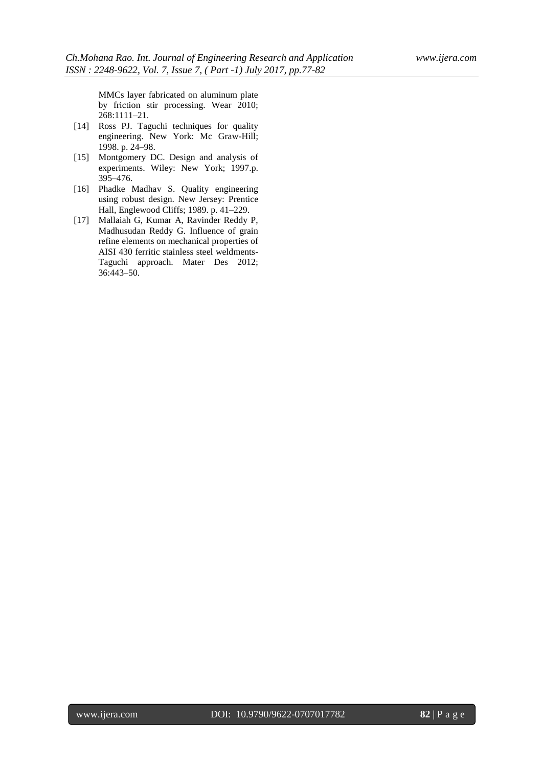MMCs layer fabricated on aluminum plate by friction stir processing. Wear 2010; 268:1111–21.

[14] Ross PJ. Taguchi techniques for quality engineering. New York: Mc Graw-Hill; 1998. p. 24–98.

[15] Montgomery DC. Design and analysis of experiments. Wiley: New York; 1997.p. 395–476.

[16] Phadke Madhav S. Quality engineering using robust design. New Jersey: Prentice Hall, Englewood Cliffs; 1989. p. 41–229.

[17] Mallaiah G, Kumar A, Ravinder Reddy P, Madhusudan Reddy G. Influence of grain refine elements on mechanical properties of AISI 430 ferritic stainless steel weldments-Taguchi approach. Mater Des 2012; 36:443–50.